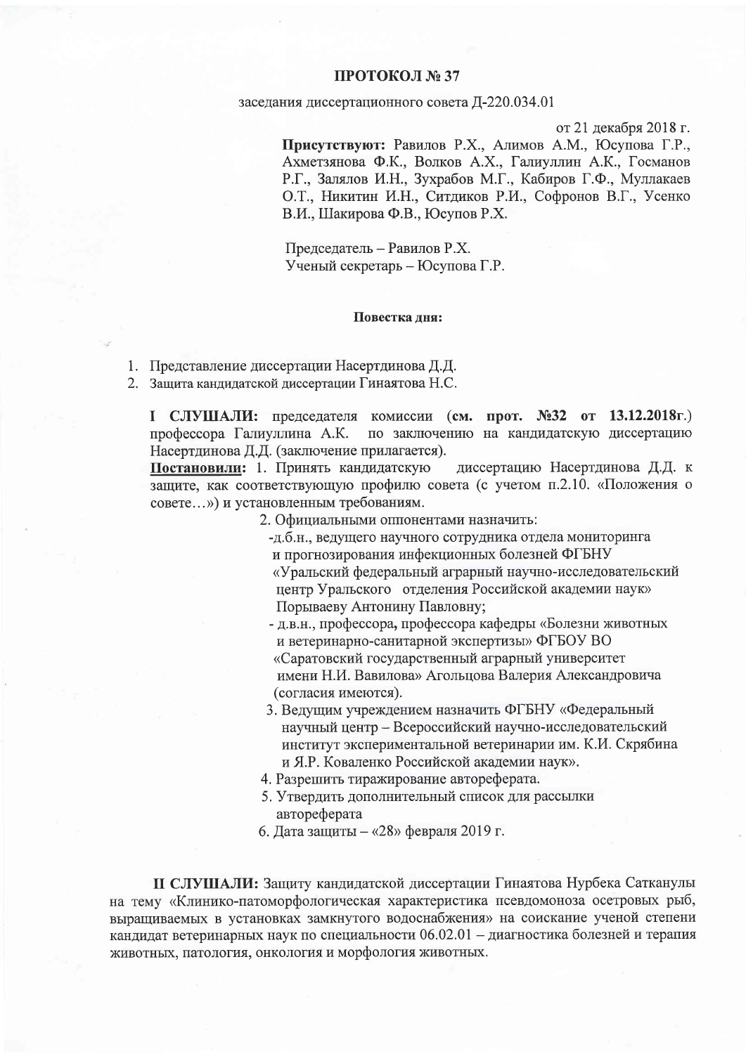# ПРОТОКОЛ № 37

заседания диссертационного совета Д-220.034.01

от 21 декабря 2018 г.

**Присутствуют:** Равилов Р.Х., Алимов А.М., Юсупова Г.Р., Ахметзянова Ф.К., Волков А.Х., Галиуллин А.К., Госманов Р.Г., Залялов И.Н., Зухрабов М.Г., Кабиров Г.Ф., Муллакаев О.Т., Никитин И.Н., Ситдиков Р.И., Софронов В.Г., Усенко В.И., Шакирова Ф.В., Юсупов Р.Х.

Председатель – Равилов Р.Х.
Ученый секретарь – Юсупова Г.Р.

**Повестка дня:**

1. Представление диссертации Насертдинова Д.Д.
2. Защита кандидатской диссертации Гинаятова Н.С.

**I СЛУШАЛИ:** председателя комиссии (**см. прот. №32 от 13.12.2018г.**) профессора Галиуллина А.К. по заключению на кандидатскую диссертацию Насертдинова Д.Д. (заключение прилагается).

**<u>Постановили</u>:** 1. Принять кандидатскую диссертацию Насертдинова Д.Д. к защите, как соответствующую профилю совета (с учетом п.2.10. «Положения о совете…») и установленным требованиям.

2. Официальными оппонентами назначить:
 - д.б.н., ведущего научного сотрудника отдела мониторинга и прогнозирования инфекционных болезней ФГБНУ «Уральский федеральный аграрный научно-исследовательский центр Уральского отделения Российской академии наук» Порываеву Антонину Павловну;
 - д.в.н., профессора, профессора кафедры «Болезни животных и ветеринарно-санитарной экспертизы» ФГБОУ ВО «Саратовский государственный аграрный университет имени Н.И. Вавилова» Агольцова Валерия Александровича (согласия имеются).

3. Ведущим учреждением назначить ФГБНУ «Федеральный научный центр – Всероссийский научно-исследовательский институт экспериментальной ветеринарии им. К.И. Скрябина и Я.Р. Коваленко Российской академии наук».

4. Разрешить тиражирование автореферата.

5. Утвердить дополнительный список для рассылки автореферата

6. Дата защиты – «28» февраля 2019 г.

**II СЛУШАЛИ:** Защиту кандидатской диссертации Гинаятова Нурбека Сатканулы на тему «Клинико-патоморфологическая характеристика псевдомоноза осетровых рыб, выращиваемых в установках замкнутого водоснабжения» на соискание ученой степени кандидат ветеринарных наук по специальности 06.02.01 – диагностика болезней и терапия животных, патология, онкология и морфология животных.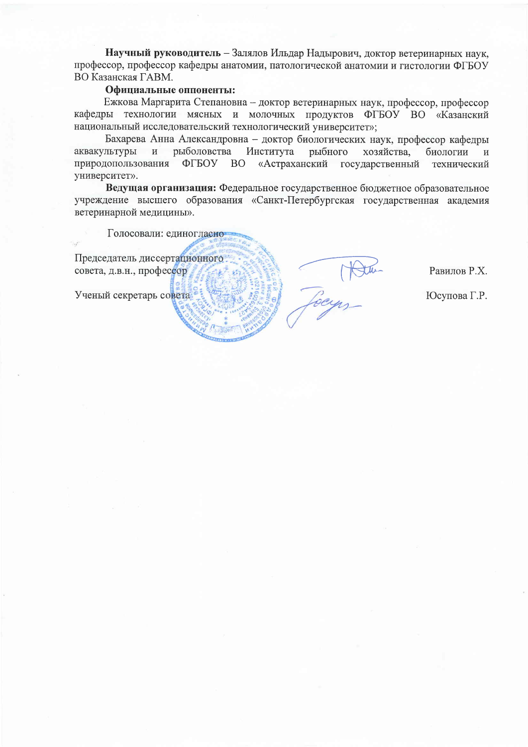**Научный руководитель** – Залялов Ильдар Надырович, доктор ветеринарных наук, профессор, профессор кафедры анатомии, патологической анатомии и гистологии ФГБОУ ВО Казанская ГАВМ.

**Официальные оппоненты:**

Ежкова Маргарита Степановна – доктор ветеринарных наук, профессор, профессор кафедры технологии мясных и молочных продуктов ФГБОУ ВО «Казанский национальный исследовательский технологический университет»;

Бахарева Анна Александровна – доктор биологических наук, профессор кафедры аквакультуры и рыболовства Института рыбного хозяйства, биологии и природопользования ФГБОУ ВО «Астраханский государственный технический университет».

**Ведущая организация:** Федеральное государственное бюджетное образовательное учреждение высшего образования «Санкт-Петербургская государственная академия ветеринарной медицины».

Голосовали: единогласно

Председатель диссертационного совета, д.в.н., профессор — Равилов Р.Х.

Ученый секретарь совета — Юсупова Г.Р.